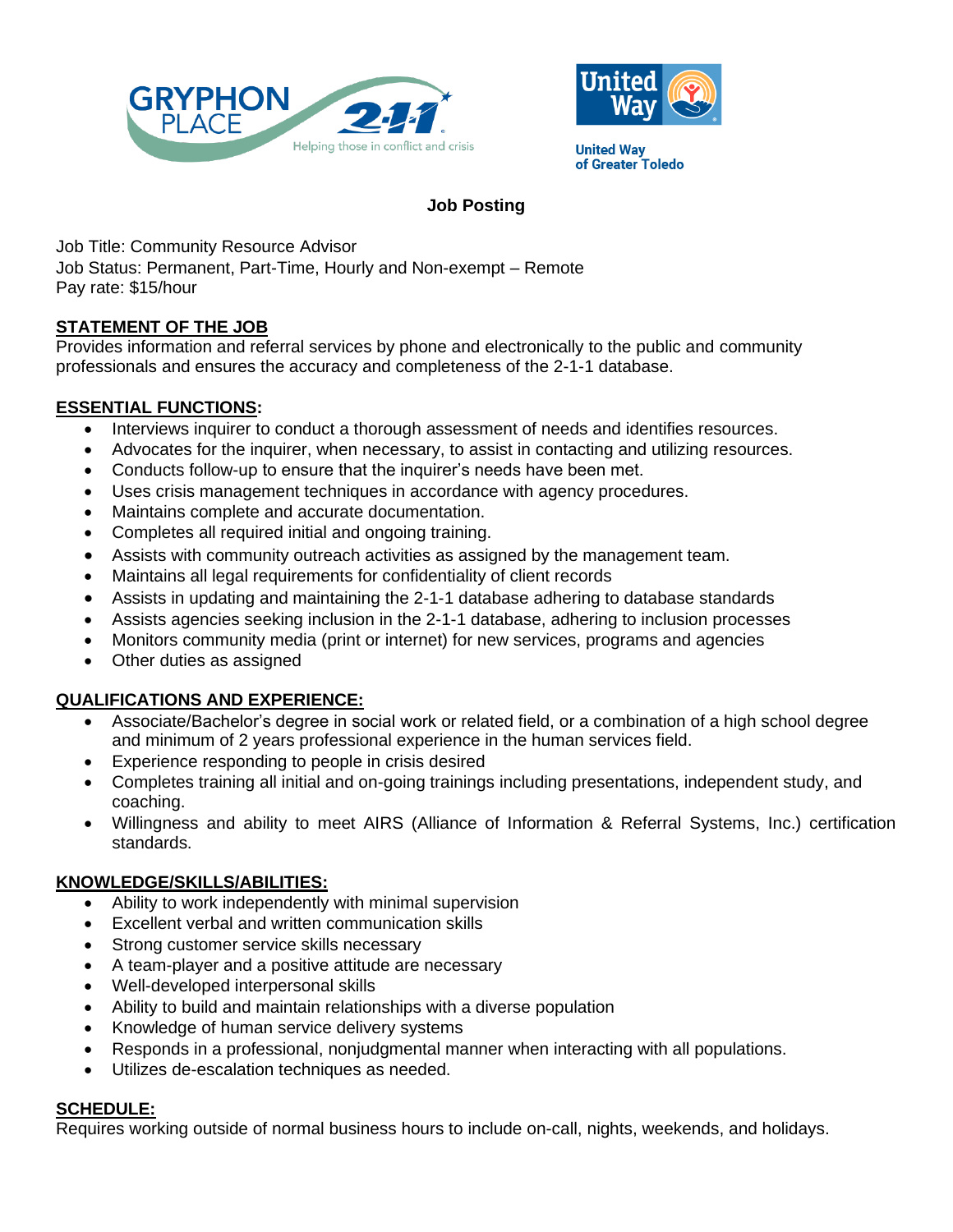GRYPHON PLACE 2-1-1 — Helping those in conflict and crisis

United Way of Greater Toledo

## Job Posting

Job Title: Community Resource Advisor
Job Status: Permanent, Part-Time, Hourly and Non-exempt – Remote
Pay rate: $15/hour

### STATEMENT OF THE JOB

Provides information and referral services by phone and electronically to the public and community professionals and ensures the accuracy and completeness of the 2-1-1 database.

### ESSENTIAL FUNCTIONS:

- Interviews inquirer to conduct a thorough assessment of needs and identifies resources.
- Advocates for the inquirer, when necessary, to assist in contacting and utilizing resources.
- Conducts follow-up to ensure that the inquirer's needs have been met.
- Uses crisis management techniques in accordance with agency procedures.
- Maintains complete and accurate documentation.
- Completes all required initial and ongoing training.
- Assists with community outreach activities as assigned by the management team.
- Maintains all legal requirements for confidentiality of client records
- Assists in updating and maintaining the 2-1-1 database adhering to database standards
- Assists agencies seeking inclusion in the 2-1-1 database, adhering to inclusion processes
- Monitors community media (print or internet) for new services, programs and agencies
- Other duties as assigned

### QUALIFICATIONS AND EXPERIENCE:

- Associate/Bachelor's degree in social work or related field, or a combination of a high school degree and minimum of 2 years professional experience in the human services field.
- Experience responding to people in crisis desired
- Completes training all initial and on-going trainings including presentations, independent study, and coaching.
- Willingness and ability to meet AIRS (Alliance of Information & Referral Systems, Inc.) certification standards.

### KNOWLEDGE/SKILLS/ABILITIES:

- Ability to work independently with minimal supervision
- Excellent verbal and written communication skills
- Strong customer service skills necessary
- A team-player and a positive attitude are necessary
- Well-developed interpersonal skills
- Ability to build and maintain relationships with a diverse population
- Knowledge of human service delivery systems
- Responds in a professional, nonjudgmental manner when interacting with all populations.
- Utilizes de-escalation techniques as needed.

### SCHEDULE:

Requires working outside of normal business hours to include on-call, nights, weekends, and holidays.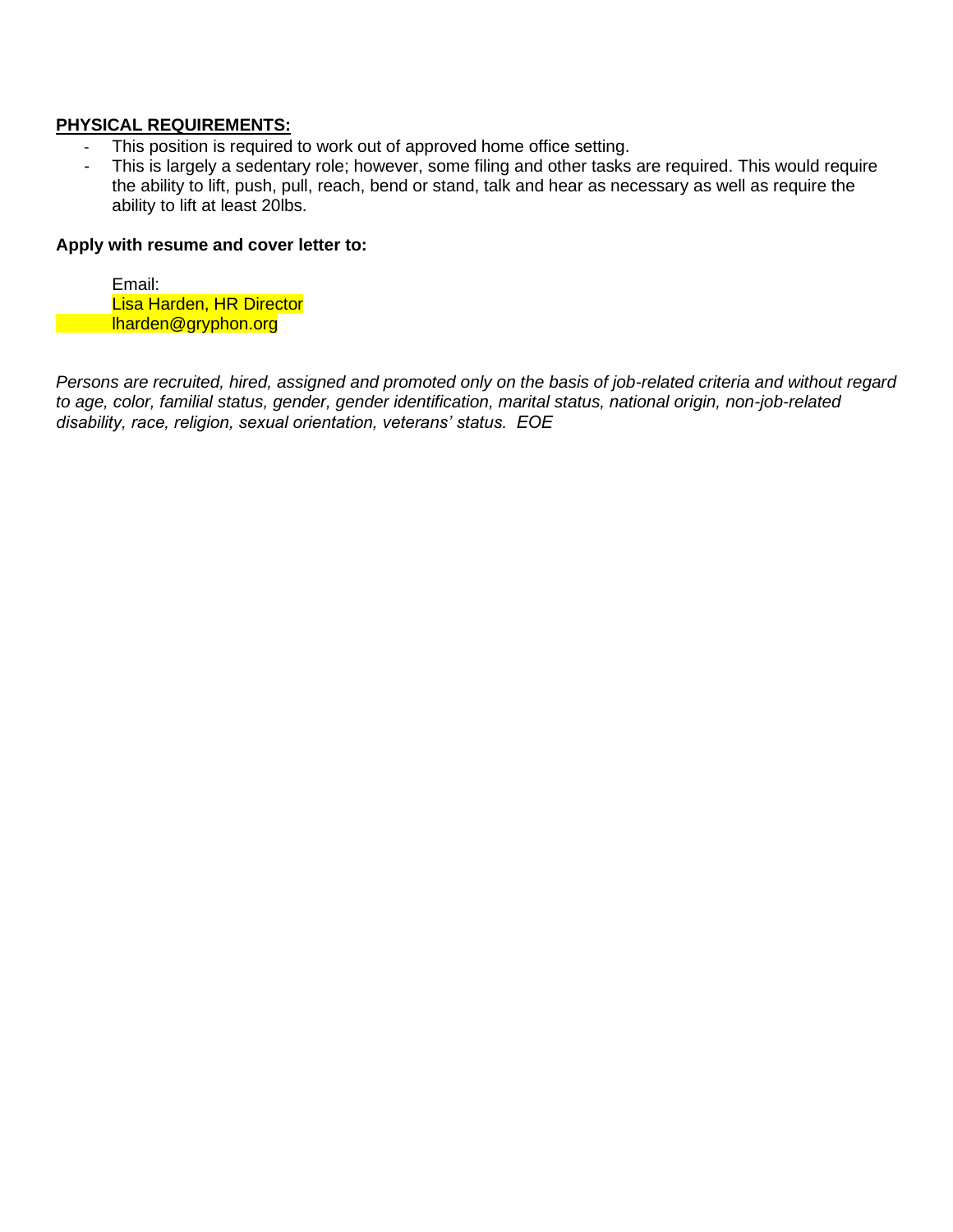**PHYSICAL REQUIREMENTS:**

- This position is required to work out of approved home office setting.
- This is largely a sedentary role; however, some filing and other tasks are required. This would require the ability to lift, push, pull, reach, bend or stand, talk and hear as necessary as well as require the ability to lift at least 20lbs.

**Apply with resume and cover letter to:**

Email:
Lisa Harden, HR Director
lharden@gryphon.org

*Persons are recruited, hired, assigned and promoted only on the basis of job-related criteria and without regard to age, color, familial status, gender, gender identification, marital status, national origin, non-job-related disability, race, religion, sexual orientation, veterans' status. EOE*